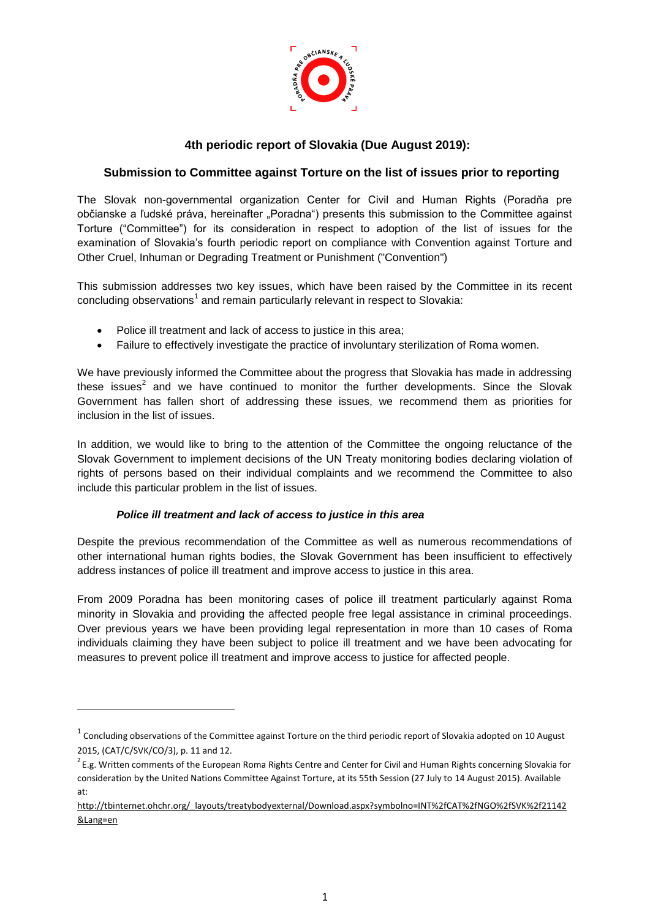## 4th periodic report of Slovakia (Due August 2019):

### Submission to Committee against Torture on the list of issues prior to reporting

The Slovak non-governmental organization Center for Civil and Human Rights (Poradňa pre občianske a ľudské práva, hereinafter „Poradna") presents this submission to the Committee against Torture ("Committee") for its consideration in respect to adoption of the list of issues for the examination of Slovakia's fourth periodic report on compliance with Convention against Torture and Other Cruel, Inhuman or Degrading Treatment or Punishment ("Convention")

This submission addresses two key issues, which have been raised by the Committee in its recent concluding observations[1] and remain particularly relevant in respect to Slovakia:

- Police ill treatment and lack of access to justice in this area;
- Failure to effectively investigate the practice of involuntary sterilization of Roma women.

We have previously informed the Committee about the progress that Slovakia has made in addressing these issues[2] and we have continued to monitor the further developments. Since the Slovak Government has fallen short of addressing these issues, we recommend them as priorities for inclusion in the list of issues.

In addition, we would like to bring to the attention of the Committee the ongoing reluctance of the Slovak Government to implement decisions of the UN Treaty monitoring bodies declaring violation of rights of persons based on their individual complaints and we recommend the Committee to also include this particular problem in the list of issues.

#### *Police ill treatment and lack of access to justice in this area*

Despite the previous recommendation of the Committee as well as numerous recommendations of other international human rights bodies, the Slovak Government has been insufficient to effectively address instances of police ill treatment and improve access to justice in this area.

From 2009 Poradna has been monitoring cases of police ill treatment particularly against Roma minority in Slovakia and providing the affected people free legal assistance in criminal proceedings. Over previous years we have been providing legal representation in more than 10 cases of Roma individuals claiming they have been subject to police ill treatment and we have been advocating for measures to prevent police ill treatment and improve access to justice for affected people.

---

[1] Concluding observations of the Committee against Torture on the third periodic report of Slovakia adopted on 10 August 2015, (CAT/C/SVK/CO/3), p. 11 and 12.

[2] E.g. Written comments of the European Roma Rights Centre and Center for Civil and Human Rights concerning Slovakia for consideration by the United Nations Committee Against Torture, at its 55th Session (27 July to 14 August 2015). Available at: http://tbinternet.ohchr.org/_layouts/treatybodyexternal/Download.aspx?symbolno=INT%2fCAT%2fNGO%2fSVK%2f21142&Lang=en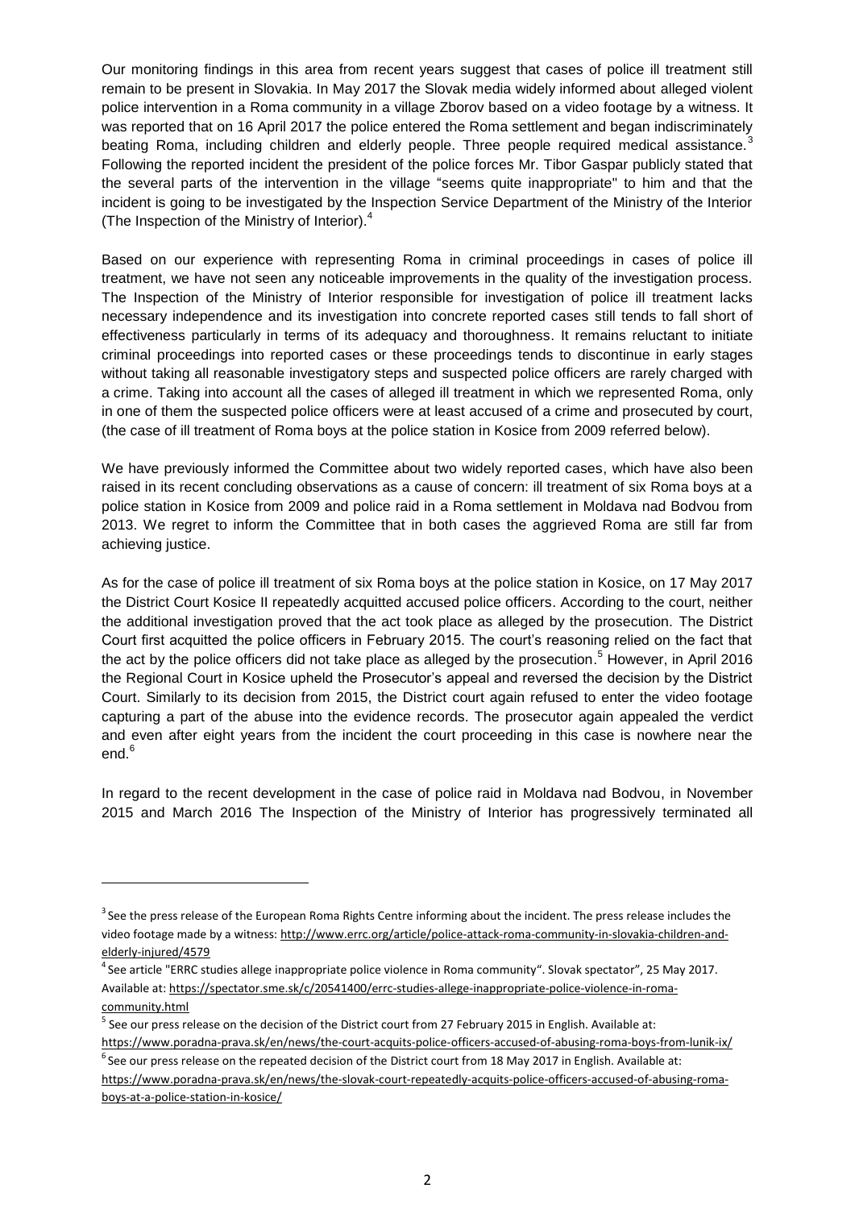Our monitoring findings in this area from recent years suggest that cases of police ill treatment still remain to be present in Slovakia. In May 2017 the Slovak media widely informed about alleged violent police intervention in a Roma community in a village Zborov based on a video footage by a witness. It was reported that on 16 April 2017 the police entered the Roma settlement and began indiscriminately beating Roma, including children and elderly people. Three people required medical assistance.[3] Following the reported incident the president of the police forces Mr. Tibor Gaspar publicly stated that the several parts of the intervention in the village "seems quite inappropriate" to him and that the incident is going to be investigated by the Inspection Service Department of the Ministry of the Interior (The Inspection of the Ministry of Interior).[4]

Based on our experience with representing Roma in criminal proceedings in cases of police ill treatment, we have not seen any noticeable improvements in the quality of the investigation process. The Inspection of the Ministry of Interior responsible for investigation of police ill treatment lacks necessary independence and its investigation into concrete reported cases still tends to fall short of effectiveness particularly in terms of its adequacy and thoroughness. It remains reluctant to initiate criminal proceedings into reported cases or these proceedings tends to discontinue in early stages without taking all reasonable investigatory steps and suspected police officers are rarely charged with a crime. Taking into account all the cases of alleged ill treatment in which we represented Roma, only in one of them the suspected police officers were at least accused of a crime and prosecuted by court, (the case of ill treatment of Roma boys at the police station in Kosice from 2009 referred below).

We have previously informed the Committee about two widely reported cases, which have also been raised in its recent concluding observations as a cause of concern: ill treatment of six Roma boys at a police station in Kosice from 2009 and police raid in a Roma settlement in Moldava nad Bodvou from 2013. We regret to inform the Committee that in both cases the aggrieved Roma are still far from achieving justice.

As for the case of police ill treatment of six Roma boys at the police station in Kosice, on 17 May 2017 the District Court Kosice II repeatedly acquitted accused police officers. According to the court, neither the additional investigation proved that the act took place as alleged by the prosecution. The District Court first acquitted the police officers in February 2015. The court's reasoning relied on the fact that the act by the police officers did not take place as alleged by the prosecution.[5] However, in April 2016 the Regional Court in Kosice upheld the Prosecutor's appeal and reversed the decision by the District Court. Similarly to its decision from 2015, the District court again refused to enter the video footage capturing a part of the abuse into the evidence records. The prosecutor again appealed the verdict and even after eight years from the incident the court proceeding in this case is nowhere near the end.[6]

In regard to the recent development in the case of police raid in Moldava nad Bodvou, in November 2015 and March 2016 The Inspection of the Ministry of Interior has progressively terminated all

---

[3] See the press release of the European Roma Rights Centre informing about the incident. The press release includes the video footage made by a witness: http://www.errc.org/article/police-attack-roma-community-in-slovakia-children-and-elderly-injured/4579

[4] See article "ERRC studies allege inappropriate police violence in Roma community". Slovak spectator", 25 May 2017. Available at: https://spectator.sme.sk/c/20541400/errc-studies-allege-inappropriate-police-violence-in-roma-community.html

[5] See our press release on the decision of the District court from 27 February 2015 in English. Available at: https://www.poradna-prava.sk/en/news/the-court-acquits-police-officers-accused-of-abusing-roma-boys-from-lunik-ix/

[6] See our press release on the repeated decision of the District court from 18 May 2017 in English. Available at: https://www.poradna-prava.sk/en/news/the-slovak-court-repeatedly-acquits-police-officers-accused-of-abusing-roma-boys-at-a-police-station-in-kosice/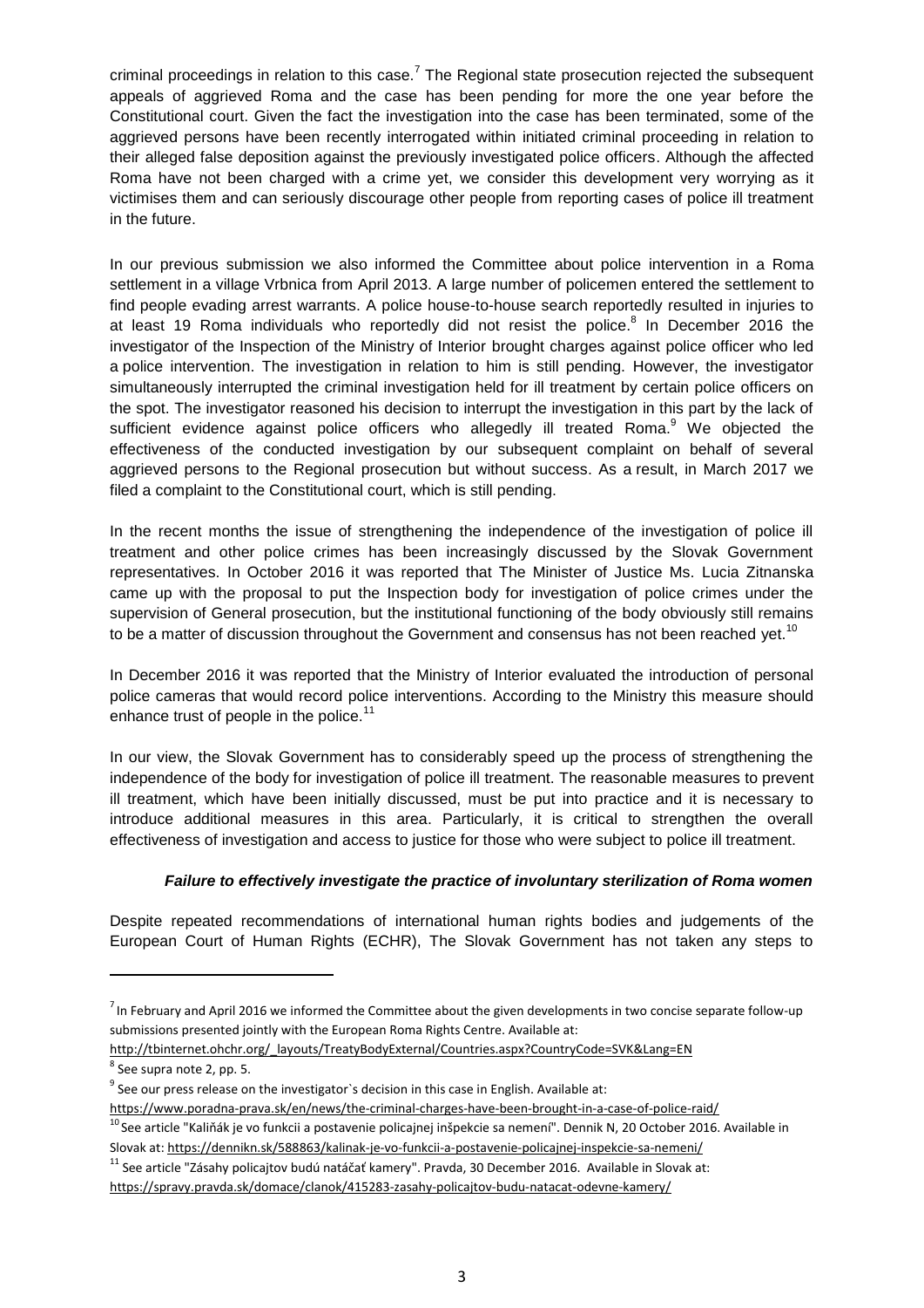criminal proceedings in relation to this case.[7] The Regional state prosecution rejected the subsequent appeals of aggrieved Roma and the case has been pending for more the one year before the Constitutional court. Given the fact the investigation into the case has been terminated, some of the aggrieved persons have been recently interrogated within initiated criminal proceeding in relation to their alleged false deposition against the previously investigated police officers. Although the affected Roma have not been charged with a crime yet, we consider this development very worrying as it victimises them and can seriously discourage other people from reporting cases of police ill treatment in the future.

In our previous submission we also informed the Committee about police intervention in a Roma settlement in a village Vrbnica from April 2013. A large number of policemen entered the settlement to find people evading arrest warrants. A police house-to-house search reportedly resulted in injuries to at least 19 Roma individuals who reportedly did not resist the police.[8] In December 2016 the investigator of the Inspection of the Ministry of Interior brought charges against police officer who led a police intervention. The investigation in relation to him is still pending. However, the investigator simultaneously interrupted the criminal investigation held for ill treatment by certain police officers on the spot. The investigator reasoned his decision to interrupt the investigation in this part by the lack of sufficient evidence against police officers who allegedly ill treated Roma.[9] We objected the effectiveness of the conducted investigation by our subsequent complaint on behalf of several aggrieved persons to the Regional prosecution but without success. As a result, in March 2017 we filed a complaint to the Constitutional court, which is still pending.

In the recent months the issue of strengthening the independence of the investigation of police ill treatment and other police crimes has been increasingly discussed by the Slovak Government representatives. In October 2016 it was reported that The Minister of Justice Ms. Lucia Zitnanska came up with the proposal to put the Inspection body for investigation of police crimes under the supervision of General prosecution, but the institutional functioning of the body obviously still remains to be a matter of discussion throughout the Government and consensus has not been reached yet.[10]

In December 2016 it was reported that the Ministry of Interior evaluated the introduction of personal police cameras that would record police interventions. According to the Ministry this measure should enhance trust of people in the police.[11]

In our view, the Slovak Government has to considerably speed up the process of strengthening the independence of the body for investigation of police ill treatment. The reasonable measures to prevent ill treatment, which have been initially discussed, must be put into practice and it is necessary to introduce additional measures in this area. Particularly, it is critical to strengthen the overall effectiveness of investigation and access to justice for those who were subject to police ill treatment.

***Failure to effectively investigate the practice of involuntary sterilization of Roma women***

Despite repeated recommendations of international human rights bodies and judgements of the European Court of Human Rights (ECHR), The Slovak Government has not taken any steps to

---

[7] In February and April 2016 we informed the Committee about the given developments in two concise separate follow-up submissions presented jointly with the European Roma Rights Centre. Available at: http://tbinternet.ohchr.org/_layouts/TreatyBodyExternal/Countries.aspx?CountryCode=SVK&Lang=EN

[8] See supra note 2, pp. 5.

[9] See our press release on the investigator`s decision in this case in English. Available at: https://www.poradna-prava.sk/en/news/the-criminal-charges-have-been-brought-in-a-case-of-police-raid/

[10] See article "Kaliňák je vo funkcii a postavenie policajnej inšpekcie sa nemení". Dennik N, 20 October 2016. Available in Slovak at: https://dennikn.sk/588863/kalinak-je-vo-funkcii-a-postavenie-policajnej-inspekcie-sa-nemeni/

[11] See article "Zásahy policajtov budú natáčať kamery". Pravda, 30 December 2016. Available in Slovak at: https://spravy.pravda.sk/domace/clanok/415283-zasahy-policajtov-budu-natacat-odevne-kamery/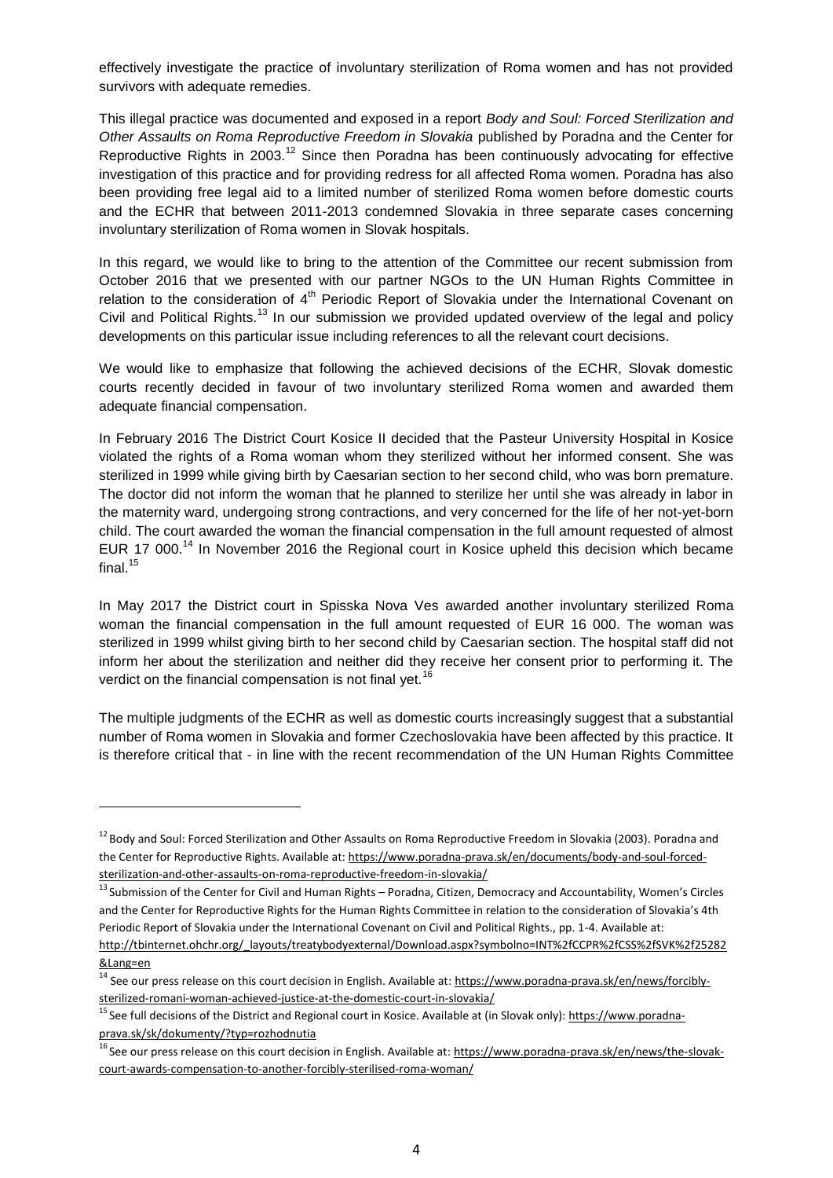effectively investigate the practice of involuntary sterilization of Roma women and has not provided survivors with adequate remedies.

This illegal practice was documented and exposed in a report *Body and Soul: Forced Sterilization and Other Assaults on Roma Reproductive Freedom in Slovakia* published by Poradna and the Center for Reproductive Rights in 2003.[12] Since then Poradna has been continuously advocating for effective investigation of this practice and for providing redress for all affected Roma women. Poradna has also been providing free legal aid to a limited number of sterilized Roma women before domestic courts and the ECHR that between 2011-2013 condemned Slovakia in three separate cases concerning involuntary sterilization of Roma women in Slovak hospitals.

In this regard, we would like to bring to the attention of the Committee our recent submission from October 2016 that we presented with our partner NGOs to the UN Human Rights Committee in relation to the consideration of 4th Periodic Report of Slovakia under the International Covenant on Civil and Political Rights.[13] In our submission we provided updated overview of the legal and policy developments on this particular issue including references to all the relevant court decisions.

We would like to emphasize that following the achieved decisions of the ECHR, Slovak domestic courts recently decided in favour of two involuntary sterilized Roma women and awarded them adequate financial compensation.

In February 2016 The District Court Kosice II decided that the Pasteur University Hospital in Kosice violated the rights of a Roma woman whom they sterilized without her informed consent. She was sterilized in 1999 while giving birth by Caesarian section to her second child, who was born premature. The doctor did not inform the woman that he planned to sterilize her until she was already in labor in the maternity ward, undergoing strong contractions, and very concerned for the life of her not-yet-born child. The court awarded the woman the financial compensation in the full amount requested of almost EUR 17 000.[14] In November 2016 the Regional court in Kosice upheld this decision which became final.[15]

In May 2017 the District court in Spisska Nova Ves awarded another involuntary sterilized Roma woman the financial compensation in the full amount requested of EUR 16 000. The woman was sterilized in 1999 whilst giving birth to her second child by Caesarian section. The hospital staff did not inform her about the sterilization and neither did they receive her consent prior to performing it. The verdict on the financial compensation is not final yet.[16]

The multiple judgments of the ECHR as well as domestic courts increasingly suggest that a substantial number of Roma women in Slovakia and former Czechoslovakia have been affected by this practice. It is therefore critical that - in line with the recent recommendation of the UN Human Rights Committee

---

[12] Body and Soul: Forced Sterilization and Other Assaults on Roma Reproductive Freedom in Slovakia (2003). Poradna and the Center for Reproductive Rights. Available at: https://www.poradna-prava.sk/en/documents/body-and-soul-forced-sterilization-and-other-assaults-on-roma-reproductive-freedom-in-slovakia/

[13] Submission of the Center for Civil and Human Rights – Poradna, Citizen, Democracy and Accountability, Women's Circles and the Center for Reproductive Rights for the Human Rights Committee in relation to the consideration of Slovakia's 4th Periodic Report of Slovakia under the International Covenant on Civil and Political Rights., pp. 1-4. Available at: http://tbinternet.ohchr.org/_layouts/treatybodyexternal/Download.aspx?symbolno=INT%2fCCPR%2fCSS%2fSVK%2f25282&Lang=en

[14] See our press release on this court decision in English. Available at: https://www.poradna-prava.sk/en/news/forcibly-sterilized-romani-woman-achieved-justice-at-the-domestic-court-in-slovakia/

[15] See full decisions of the District and Regional court in Kosice. Available at (in Slovak only): https://www.poradna-prava.sk/sk/dokumenty/?typ=rozhodnutia

[16] See our press release on this court decision in English. Available at: https://www.poradna-prava.sk/en/news/the-slovak-court-awards-compensation-to-another-forcibly-sterilised-roma-woman/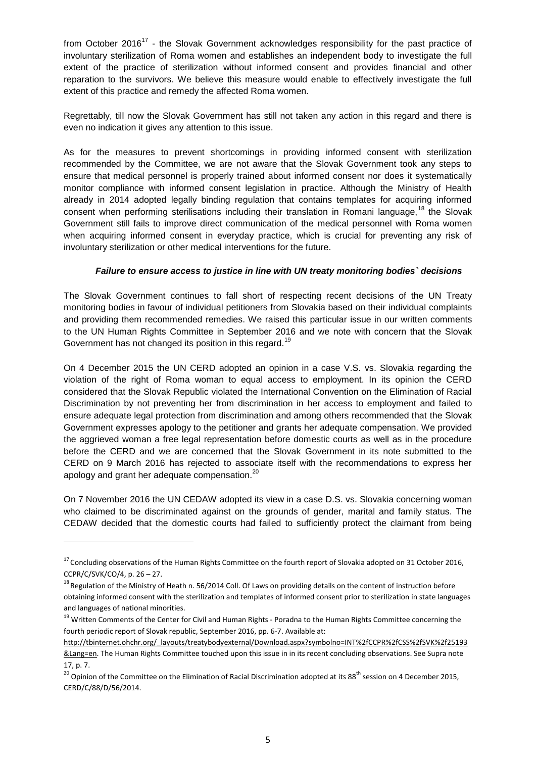from October 2016[17] - the Slovak Government acknowledges responsibility for the past practice of involuntary sterilization of Roma women and establishes an independent body to investigate the full extent of the practice of sterilization without informed consent and provides financial and other reparation to the survivors. We believe this measure would enable to effectively investigate the full extent of this practice and remedy the affected Roma women.

Regrettably, till now the Slovak Government has still not taken any action in this regard and there is even no indication it gives any attention to this issue.

As for the measures to prevent shortcomings in providing informed consent with sterilization recommended by the Committee, we are not aware that the Slovak Government took any steps to ensure that medical personnel is properly trained about informed consent nor does it systematically monitor compliance with informed consent legislation in practice. Although the Ministry of Health already in 2014 adopted legally binding regulation that contains templates for acquiring informed consent when performing sterilisations including their translation in Romani language,[18] the Slovak Government still fails to improve direct communication of the medical personnel with Roma women when acquiring informed consent in everyday practice, which is crucial for preventing any risk of involuntary sterilization or other medical interventions for the future.

### ***Failure to ensure access to justice in line with UN treaty monitoring bodies` decisions***

The Slovak Government continues to fall short of respecting recent decisions of the UN Treaty monitoring bodies in favour of individual petitioners from Slovakia based on their individual complaints and providing them recommended remedies. We raised this particular issue in our written comments to the UN Human Rights Committee in September 2016 and we note with concern that the Slovak Government has not changed its position in this regard.[19]

On 4 December 2015 the UN CERD adopted an opinion in a case V.S. vs. Slovakia regarding the violation of the right of Roma woman to equal access to employment. In its opinion the CERD considered that the Slovak Republic violated the International Convention on the Elimination of Racial Discrimination by not preventing her from discrimination in her access to employment and failed to ensure adequate legal protection from discrimination and among others recommended that the Slovak Government expresses apology to the petitioner and grants her adequate compensation. We provided the aggrieved woman a free legal representation before domestic courts as well as in the procedure before the CERD and we are concerned that the Slovak Government in its note submitted to the CERD on 9 March 2016 has rejected to associate itself with the recommendations to express her apology and grant her adequate compensation.[20]

On 7 November 2016 the UN CEDAW adopted its view in a case D.S. vs. Slovakia concerning woman who claimed to be discriminated against on the grounds of gender, marital and family status. The CEDAW decided that the domestic courts had failed to sufficiently protect the claimant from being

---

[17] Concluding observations of the Human Rights Committee on the fourth report of Slovakia adopted on 31 October 2016, CCPR/C/SVK/CO/4, p. 26 – 27.

[18] Regulation of the Ministry of Heath n. 56/2014 Coll. Of Laws on providing details on the content of instruction before obtaining informed consent with the sterilization and templates of informed consent prior to sterilization in state languages and languages of national minorities.

[19] Written Comments of the Center for Civil and Human Rights - Poradna to the Human Rights Committee concerning the fourth periodic report of Slovak republic, September 2016, pp. 6-7. Available at: http://tbinternet.ohchr.org/_layouts/treatybodyexternal/Download.aspx?symbolno=INT%2fCCPR%2fCSS%2fSVK%2f25193&Lang=en. The Human Rights Committee touched upon this issue in in its recent concluding observations. See Supra note 17, p. 7.

[20] Opinion of the Committee on the Elimination of Racial Discrimination adopted at its 88th session on 4 December 2015, CERD/C/88/D/56/2014.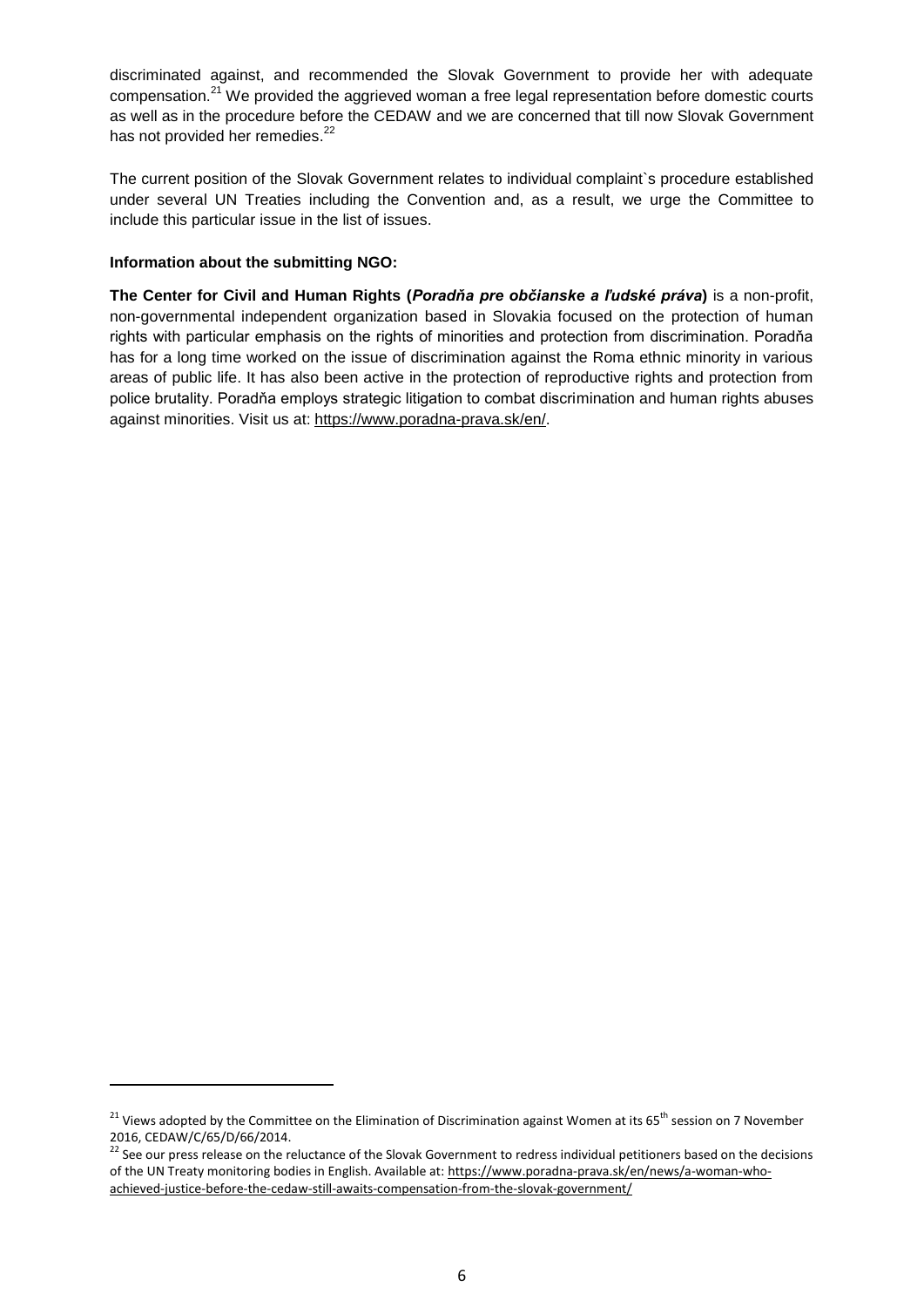discriminated against, and recommended the Slovak Government to provide her with adequate compensation.[21] We provided the aggrieved woman a free legal representation before domestic courts as well as in the procedure before the CEDAW and we are concerned that till now Slovak Government has not provided her remedies.[22]

The current position of the Slovak Government relates to individual complaint`s procedure established under several UN Treaties including the Convention and, as a result, we urge the Committee to include this particular issue in the list of issues.

**Information about the submitting NGO:**

**The Center for Civil and Human Rights (*Poradňa pre občianske a ľudské práva*)** is a non-profit, non-governmental independent organization based in Slovakia focused on the protection of human rights with particular emphasis on the rights of minorities and protection from discrimination. Poradňa has for a long time worked on the issue of discrimination against the Roma ethnic minority in various areas of public life. It has also been active in the protection of reproductive rights and protection from police brutality. Poradňa employs strategic litigation to combat discrimination and human rights abuses against minorities. Visit us at: https://www.poradna-prava.sk/en/.

---

[21] Views adopted by the Committee on the Elimination of Discrimination against Women at its 65th session on 7 November 2016, CEDAW/C/65/D/66/2014.

[22] See our press release on the reluctance of the Slovak Government to redress individual petitioners based on the decisions of the UN Treaty monitoring bodies in English. Available at: https://www.poradna-prava.sk/en/news/a-woman-who-achieved-justice-before-the-cedaw-still-awaits-compensation-from-the-slovak-government/